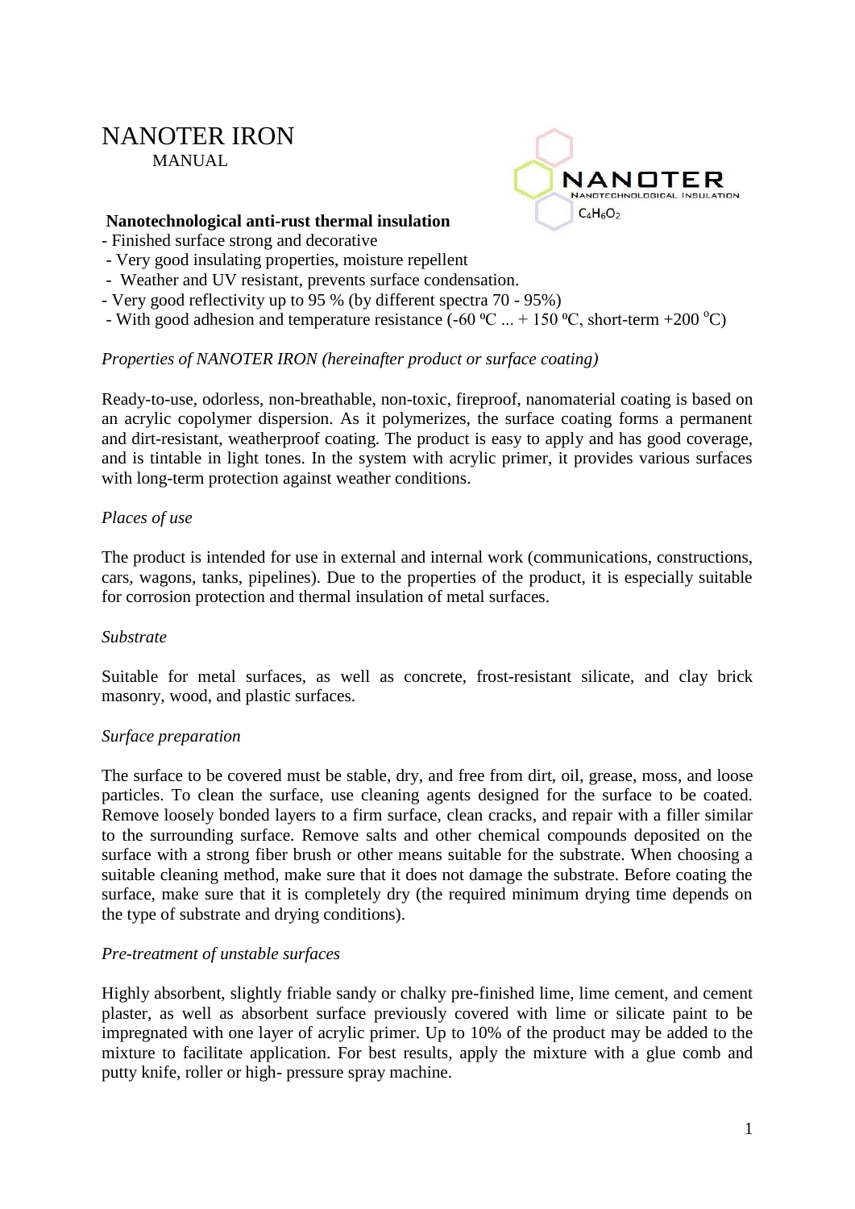# NANOTER IRON

MANUAL

NANOTER
NANOTECHNOLOGICAL INSULATION
$C_4H_6O_2$

**Nanotechnological anti-rust thermal insulation**

- Finished surface strong and decorative
- Very good insulating properties, moisture repellent
- Weather and UV resistant, prevents surface condensation.
- Very good reflectivity up to 95 % (by different spectra 70 - 95%)
- With good adhesion and temperature resistance (-60 ºC ... + 150 ºC, short-term +200 $^{o}$C)

*Properties of NANOTER IRON (hereinafter product or surface coating)*

Ready-to-use, odorless, non-breathable, non-toxic, fireproof, nanomaterial coating is based on an acrylic copolymer dispersion. As it polymerizes, the surface coating forms a permanent and dirt-resistant, weatherproof coating. The product is easy to apply and has good coverage, and is tintable in light tones. In the system with acrylic primer, it provides various surfaces with long-term protection against weather conditions.

*Places of use*

The product is intended for use in external and internal work (communications, constructions, cars, wagons, tanks, pipelines). Due to the properties of the product, it is especially suitable for corrosion protection and thermal insulation of metal surfaces.

*Substrate*

Suitable for metal surfaces, as well as concrete, frost-resistant silicate, and clay brick masonry, wood, and plastic surfaces.

*Surface preparation*

The surface to be covered must be stable, dry, and free from dirt, oil, grease, moss, and loose particles. To clean the surface, use cleaning agents designed for the surface to be coated. Remove loosely bonded layers to a firm surface, clean cracks, and repair with a filler similar to the surrounding surface. Remove salts and other chemical compounds deposited on the surface with a strong fiber brush or other means suitable for the substrate. When choosing a suitable cleaning method, make sure that it does not damage the substrate. Before coating the surface, make sure that it is completely dry (the required minimum drying time depends on the type of substrate and drying conditions).

*Pre-treatment of unstable surfaces*

Highly absorbent, slightly friable sandy or chalky pre-finished lime, lime cement, and cement plaster, as well as absorbent surface previously covered with lime or silicate paint to be impregnated with one layer of acrylic primer. Up to 10% of the product may be added to the mixture to facilitate application. For best results, apply the mixture with a glue comb and putty knife, roller or high- pressure spray machine.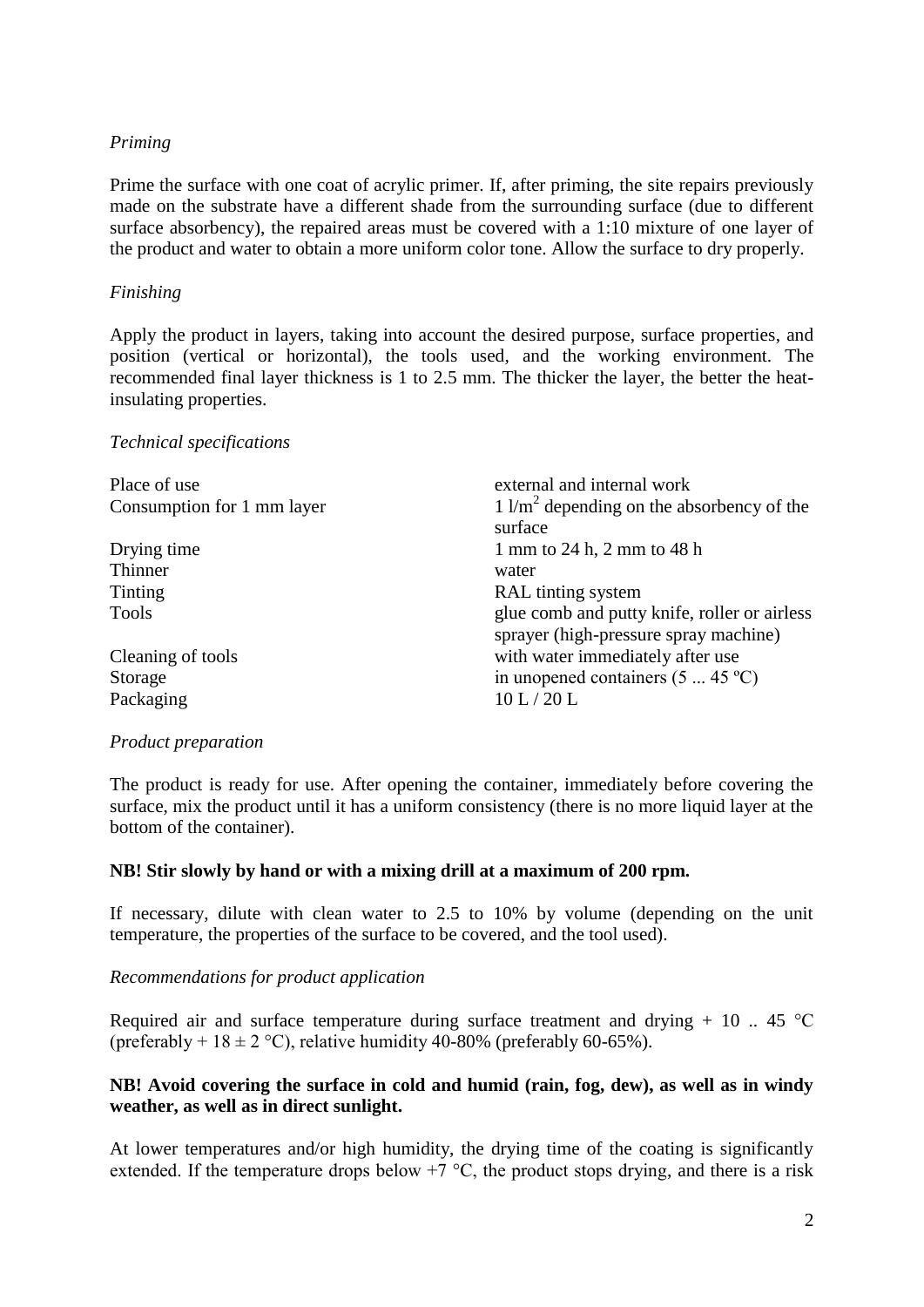*Priming*

Prime the surface with one coat of acrylic primer. If, after priming, the site repairs previously made on the substrate have a different shade from the surrounding surface (due to different surface absorbency), the repaired areas must be covered with a 1:10 mixture of one layer of the product and water to obtain a more uniform color tone. Allow the surface to dry properly.

*Finishing*

Apply the product in layers, taking into account the desired purpose, surface properties, and position (vertical or horizontal), the tools used, and the working environment. The recommended final layer thickness is 1 to 2.5 mm. The thicker the layer, the better the heat-insulating properties.

*Technical specifications*

| | |
|---|---|
| Place of use | external and internal work |
| Consumption for 1 mm layer | 1 l/m$^2$ depending on the absorbency of the surface |
| Drying time | 1 mm to 24 h, 2 mm to 48 h |
| Thinner | water |
| Tinting | RAL tinting system |
| Tools | glue comb and putty knife, roller or airless sprayer (high-pressure spray machine) |
| Cleaning of tools | with water immediately after use |
| Storage | in unopened containers (5 ... 45 ºC) |
| Packaging | 10 L / 20 L |

*Product preparation*

The product is ready for use. After opening the container, immediately before covering the surface, mix the product until it has a uniform consistency (there is no more liquid layer at the bottom of the container).

**NB! Stir slowly by hand or with a mixing drill at a maximum of 200 rpm.**

If necessary, dilute with clean water to 2.5 to 10% by volume (depending on the unit temperature, the properties of the surface to be covered, and the tool used).

*Recommendations for product application*

Required air and surface temperature during surface treatment and drying + 10 .. 45 °C (preferably + 18 ± 2 °C), relative humidity 40-80% (preferably 60-65%).

**NB! Avoid covering the surface in cold and humid (rain, fog, dew), as well as in windy weather, as well as in direct sunlight.**

At lower temperatures and/or high humidity, the drying time of the coating is significantly extended. If the temperature drops below +7 °C, the product stops drying, and there is a risk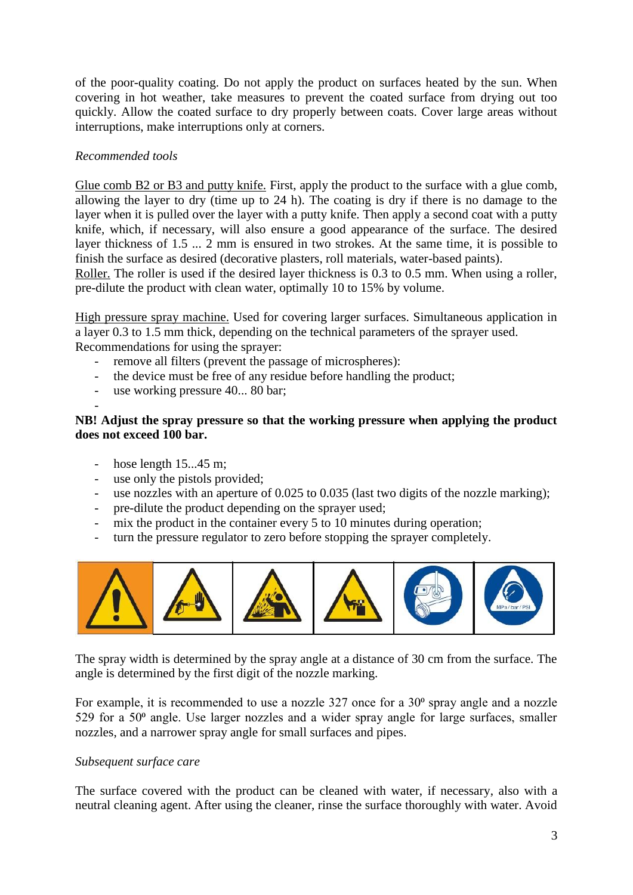of the poor-quality coating. Do not apply the product on surfaces heated by the sun. When covering in hot weather, take measures to prevent the coated surface from drying out too quickly. Allow the coated surface to dry properly between coats. Cover large areas without interruptions, make interruptions only at corners.

*Recommended tools*

<u>Glue comb B2 or B3 and putty knife.</u> First, apply the product to the surface with a glue comb, allowing the layer to dry (time up to 24 h). The coating is dry if there is no damage to the layer when it is pulled over the layer with a putty knife. Then apply a second coat with a putty knife, which, if necessary, will also ensure a good appearance of the surface. The desired layer thickness of 1.5 ... 2 mm is ensured in two strokes. At the same time, it is possible to finish the surface as desired (decorative plasters, roll materials, water-based paints).
<u>Roller.</u> The roller is used if the desired layer thickness is 0.3 to 0.5 mm. When using a roller, pre-dilute the product with clean water, optimally 10 to 15% by volume.

<u>High pressure spray machine.</u> Used for covering larger surfaces. Simultaneous application in a layer 0.3 to 1.5 mm thick, depending on the technical parameters of the sprayer used.
Recommendations for using the sprayer:

- remove all filters (prevent the passage of microspheres):
- the device must be free of any residue before handling the product;
- use working pressure 40... 80 bar;
-

**NB! Adjust the spray pressure so that the working pressure when applying the product does not exceed 100 bar.**

- hose length 15...45 m;
- use only the pistols provided;
- use nozzles with an aperture of 0.025 to 0.035 (last two digits of the nozzle marking);
- pre-dilute the product depending on the sprayer used;
- mix the product in the container every 5 to 10 minutes during operation;
- turn the pressure regulator to zero before stopping the sprayer completely.

The spray width is determined by the spray angle at a distance of 30 cm from the surface. The angle is determined by the first digit of the nozzle marking.

For example, it is recommended to use a nozzle 327 once for a 30º spray angle and a nozzle 529 for a 50º angle. Use larger nozzles and a wider spray angle for large surfaces, smaller nozzles, and a narrower spray angle for small surfaces and pipes.

*Subsequent surface care*

The surface covered with the product can be cleaned with water, if necessary, also with a neutral cleaning agent. After using the cleaner, rinse the surface thoroughly with water. Avoid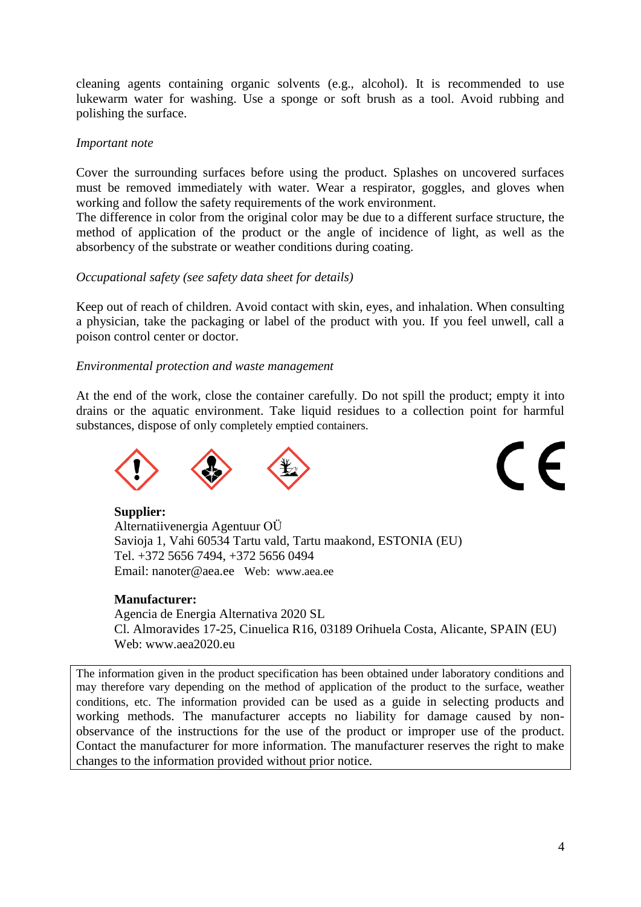cleaning agents containing organic solvents (e.g., alcohol). It is recommended to use lukewarm water for washing. Use a sponge or soft brush as a tool. Avoid rubbing and polishing the surface.

*Important note*

Cover the surrounding surfaces before using the product. Splashes on uncovered surfaces must be removed immediately with water. Wear a respirator, goggles, and gloves when working and follow the safety requirements of the work environment.
The difference in color from the original color may be due to a different surface structure, the method of application of the product or the angle of incidence of light, as well as the absorbency of the substrate or weather conditions during coating.

*Occupational safety (see safety data sheet for details)*

Keep out of reach of children. Avoid contact with skin, eyes, and inhalation. When consulting a physician, take the packaging or label of the product with you. If you feel unwell, call a poison control center or doctor.

*Environmental protection and waste management*

At the end of the work, close the container carefully. Do not spill the product; empty it into drains or the aquatic environment. Take liquid residues to a collection point for harmful substances, dispose of only completely emptied containers.

CE

**Supplier:**
Alternatiivenergia Agentuur OÜ
Savioja 1, Vahi 60534 Tartu vald, Tartu maakond, ESTONIA (EU)
Tel. +372 5656 7494, +372 5656 0494
Email: nanoter@aea.ee Web: www.aea.ee

**Manufacturer:**
Agencia de Energia Alternativa 2020 SL
Cl. Almoravides 17-25, Cinuelica R16, 03189 Orihuela Costa, Alicante, SPAIN (EU)
Web: www.aea2020.eu

The information given in the product specification has been obtained under laboratory conditions and may therefore vary depending on the method of application of the product to the surface, weather conditions, etc. The information provided can be used as a guide in selecting products and working methods. The manufacturer accepts no liability for damage caused by non-observance of the instructions for the use of the product or improper use of the product. Contact the manufacturer for more information. The manufacturer reserves the right to make changes to the information provided without prior notice.